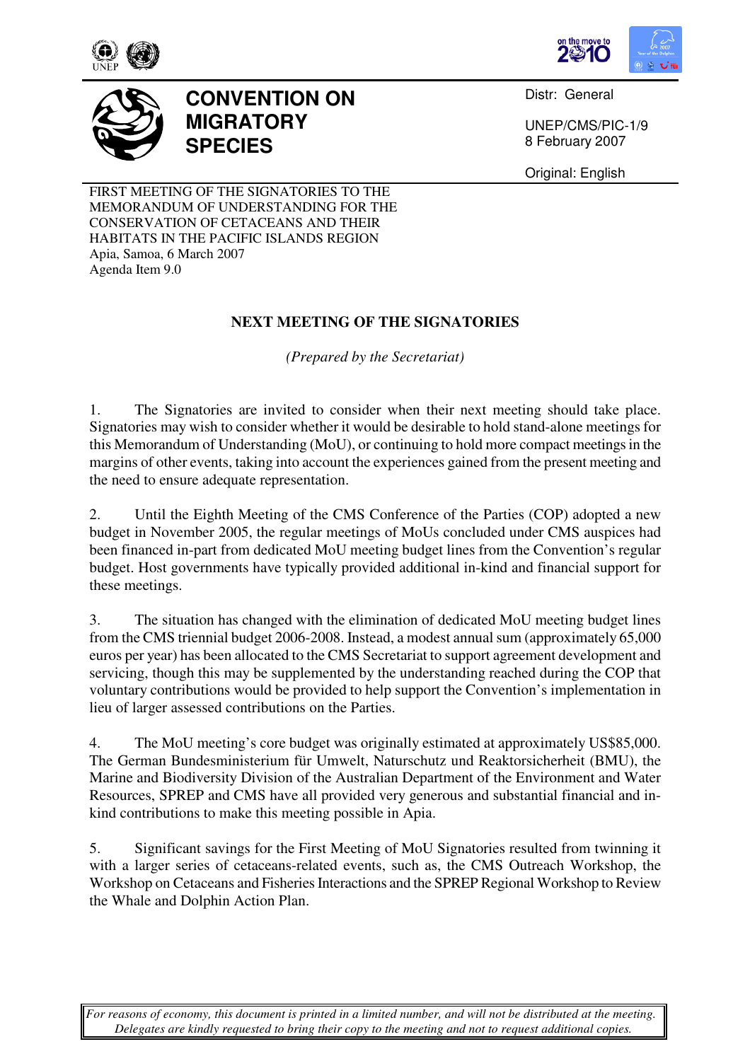# CONVENTION ON MIGRATORY SPECIES

Distr: General

UNEP/CMS/PIC-1/9
8 February 2007

Original: English

FIRST MEETING OF THE SIGNATORIES TO THE MEMORANDUM OF UNDERSTANDING FOR THE CONSERVATION OF CETACEANS AND THEIR HABITATS IN THE PACIFIC ISLANDS REGION
Apia, Samoa, 6 March 2007
Agenda Item 9.0

## NEXT MEETING OF THE SIGNATORIES

*(Prepared by the Secretariat)*

1. The Signatories are invited to consider when their next meeting should take place. Signatories may wish to consider whether it would be desirable to hold stand-alone meetings for this Memorandum of Understanding (MoU), or continuing to hold more compact meetings in the margins of other events, taking into account the experiences gained from the present meeting and the need to ensure adequate representation.

2. Until the Eighth Meeting of the CMS Conference of the Parties (COP) adopted a new budget in November 2005, the regular meetings of MoUs concluded under CMS auspices had been financed in-part from dedicated MoU meeting budget lines from the Convention's regular budget. Host governments have typically provided additional in-kind and financial support for these meetings.

3. The situation has changed with the elimination of dedicated MoU meeting budget lines from the CMS triennial budget 2006-2008. Instead, a modest annual sum (approximately 65,000 euros per year) has been allocated to the CMS Secretariat to support agreement development and servicing, though this may be supplemented by the understanding reached during the COP that voluntary contributions would be provided to help support the Convention's implementation in lieu of larger assessed contributions on the Parties.

4. The MoU meeting's core budget was originally estimated at approximately US$85,000. The German Bundesministerium für Umwelt, Naturschutz und Reaktorsicherheit (BMU), the Marine and Biodiversity Division of the Australian Department of the Environment and Water Resources, SPREP and CMS have all provided very generous and substantial financial and in-kind contributions to make this meeting possible in Apia.

5. Significant savings for the First Meeting of MoU Signatories resulted from twinning it with a larger series of cetaceans-related events, such as, the CMS Outreach Workshop, the Workshop on Cetaceans and Fisheries Interactions and the SPREP Regional Workshop to Review the Whale and Dolphin Action Plan.

*For reasons of economy, this document is printed in a limited number, and will not be distributed at the meeting. Delegates are kindly requested to bring their copy to the meeting and not to request additional copies.*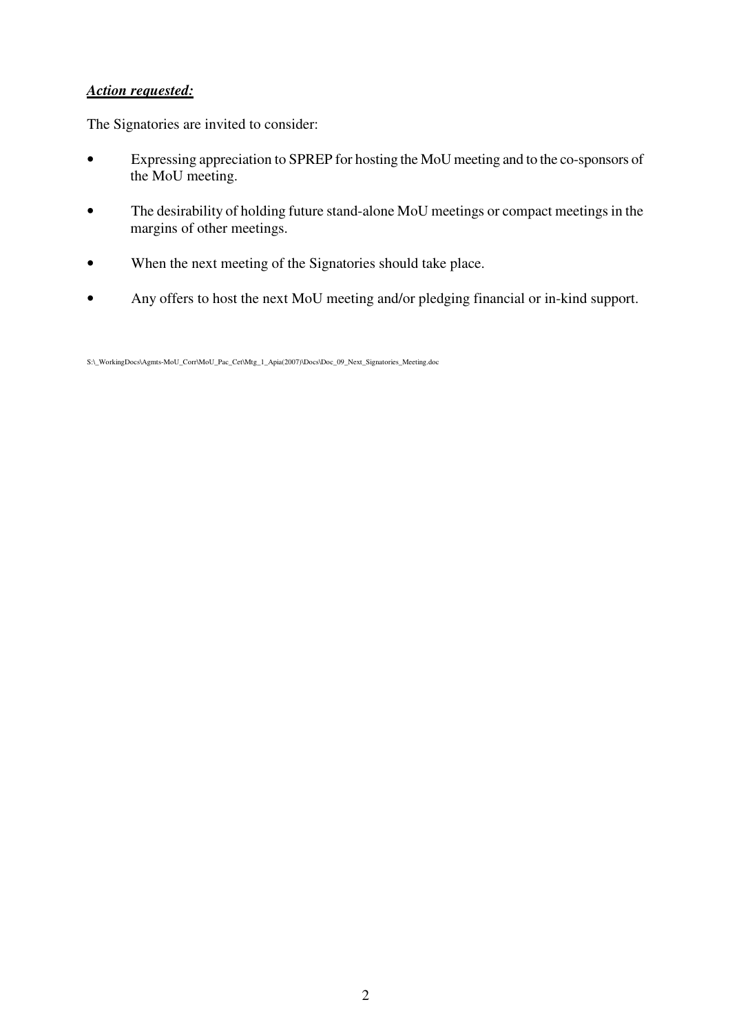***Action requested:***

The Signatories are invited to consider:

- Expressing appreciation to SPREP for hosting the MoU meeting and to the co-sponsors of the MoU meeting.
- The desirability of holding future stand-alone MoU meetings or compact meetings in the margins of other meetings.
- When the next meeting of the Signatories should take place.
- Any offers to host the next MoU meeting and/or pledging financial or in-kind support.

S:\_WorkingDocs\Agmts-MoU_Corr\MoU_Pac_Cet\Mtg_1_Apia(2007)\Docs\Doc_09_Next_Signatories_Meeting.doc